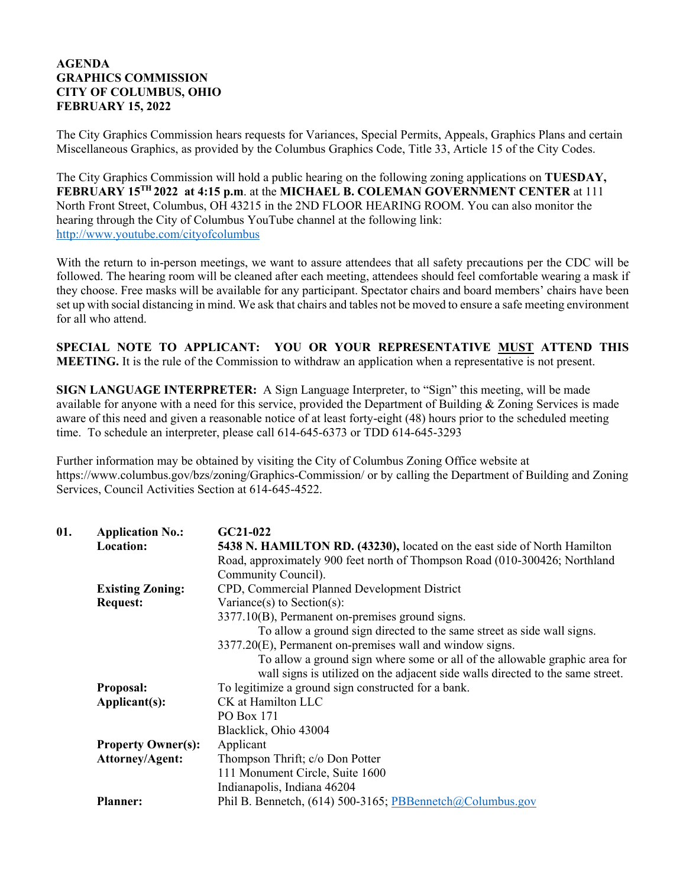**AGENDA**
**GRAPHICS COMMISSION**
**CITY OF COLUMBUS, OHIO**
**FEBRUARY 15, 2022**

The City Graphics Commission hears requests for Variances, Special Permits, Appeals, Graphics Plans and certain Miscellaneous Graphics, as provided by the Columbus Graphics Code, Title 33, Article 15 of the City Codes.

The City Graphics Commission will hold a public hearing on the following zoning applications on **TUESDAY, FEBRUARY 15TH 2022 at 4:15 p.m**. at the **MICHAEL B. COLEMAN GOVERNMENT CENTER** at 111 North Front Street, Columbus, OH 43215 in the 2ND FLOOR HEARING ROOM. You can also monitor the hearing through the City of Columbus YouTube channel at the following link: http://www.youtube.com/cityofcolumbus

With the return to in-person meetings, we want to assure attendees that all safety precautions per the CDC will be followed. The hearing room will be cleaned after each meeting, attendees should feel comfortable wearing a mask if they choose. Free masks will be available for any participant. Spectator chairs and board members' chairs have been set up with social distancing in mind. We ask that chairs and tables not be moved to ensure a safe meeting environment for all who attend.

**SPECIAL NOTE TO APPLICANT: YOU OR YOUR REPRESENTATIVE MUST ATTEND THIS MEETING.** It is the rule of the Commission to withdraw an application when a representative is not present.

**SIGN LANGUAGE INTERPRETER:** A Sign Language Interpreter, to "Sign" this meeting, will be made available for anyone with a need for this service, provided the Department of Building & Zoning Services is made aware of this need and given a reasonable notice of at least forty-eight (48) hours prior to the scheduled meeting time. To schedule an interpreter, please call 614-645-6373 or TDD 614-645-3293

Further information may be obtained by visiting the City of Columbus Zoning Office website at https://www.columbus.gov/bzs/zoning/Graphics-Commission/ or by calling the Department of Building and Zoning Services, Council Activities Section at 614-645-4522.

**01. Application No.:** GC21-022

**Location:** **5438 N. HAMILTON RD. (43230),** located on the east side of North Hamilton Road, approximately 900 feet north of Thompson Road (010-300426; Northland Community Council).

**Existing Zoning:** CPD, Commercial Planned Development District

**Request:** Variance(s) to Section(s):
- 3377.10(B), Permanent on-premises ground signs.
  - To allow a ground sign directed to the same street as side wall signs.
- 3377.20(E), Permanent on-premises wall and window signs.
  - To allow a ground sign where some or all of the allowable graphic area for wall signs is utilized on the adjacent side walls directed to the same street.

**Proposal:** To legitimize a ground sign constructed for a bank.

**Applicant(s):** CK at Hamilton LLC
PO Box 171
Blacklick, Ohio 43004

**Property Owner(s):** Applicant

**Attorney/Agent:** Thompson Thrift; c/o Don Potter
111 Monument Circle, Suite 1600
Indianapolis, Indiana 46204

**Planner:** Phil B. Bennetch, (614) 500-3165; PBBennetch@Columbus.gov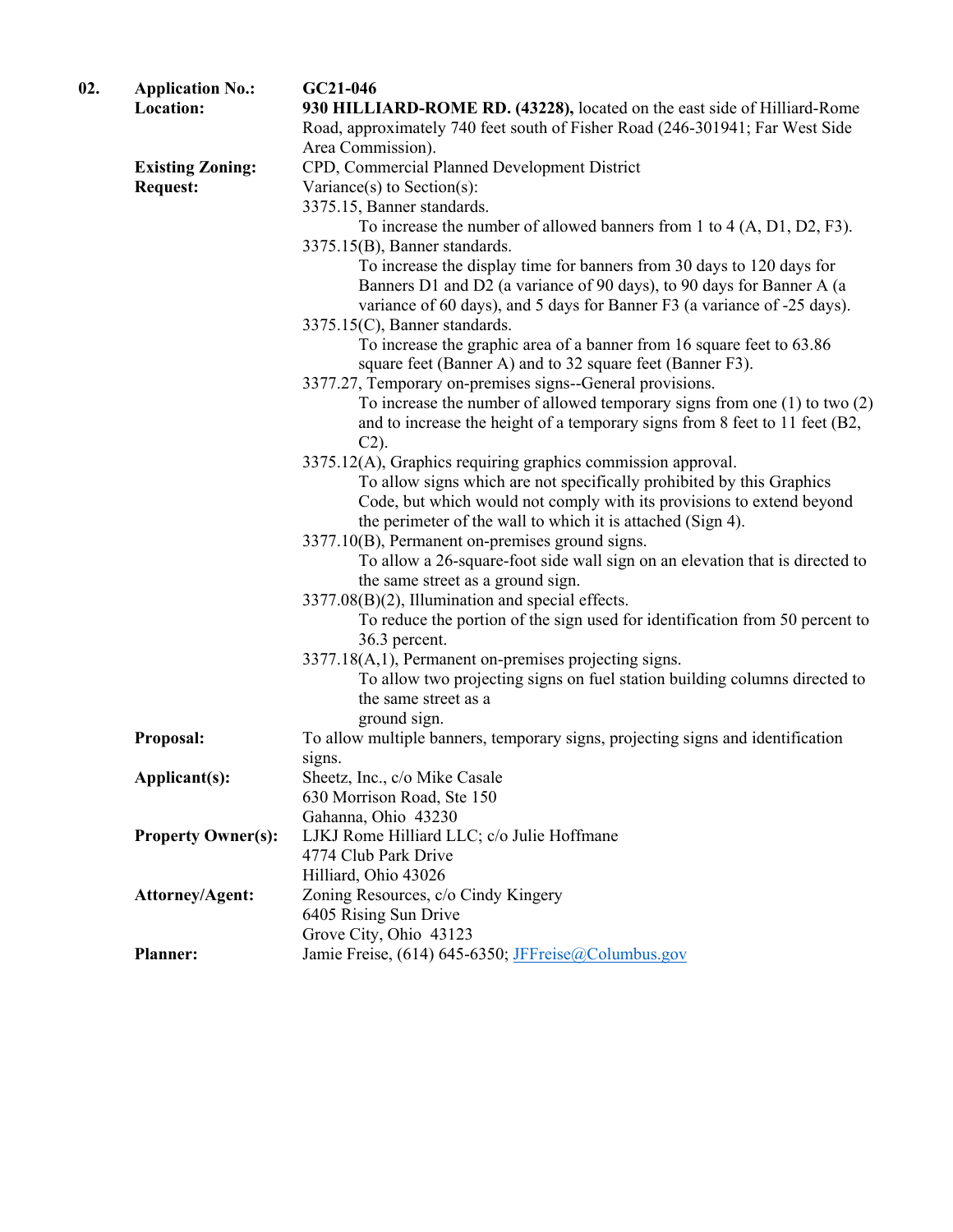**02.** **Application No.:** **GC21-046**

**Location:** **930 HILLIARD-ROME RD. (43228),** located on the east side of Hilliard-Rome Road, approximately 740 feet south of Fisher Road (246-301941; Far West Side Area Commission).

**Existing Zoning:** CPD, Commercial Planned Development District

**Request:** Variance(s) to Section(s):

3375.15, Banner standards.

To increase the number of allowed banners from 1 to 4 (A, D1, D2, F3).

3375.15(B), Banner standards.

To increase the display time for banners from 30 days to 120 days for Banners D1 and D2 (a variance of 90 days), to 90 days for Banner A (a variance of 60 days), and 5 days for Banner F3 (a variance of -25 days).

3375.15(C), Banner standards.

To increase the graphic area of a banner from 16 square feet to 63.86 square feet (Banner A) and to 32 square feet (Banner F3).

3377.27, Temporary on-premises signs--General provisions.

To increase the number of allowed temporary signs from one (1) to two (2) and to increase the height of a temporary signs from 8 feet to 11 feet (B2, C2).

3375.12(A), Graphics requiring graphics commission approval.

To allow signs which are not specifically prohibited by this Graphics Code, but which would not comply with its provisions to extend beyond the perimeter of the wall to which it is attached (Sign 4).

3377.10(B), Permanent on-premises ground signs.

To allow a 26-square-foot side wall sign on an elevation that is directed to the same street as a ground sign.

3377.08(B)(2), Illumination and special effects.

To reduce the portion of the sign used for identification from 50 percent to 36.3 percent.

3377.18(A,1), Permanent on-premises projecting signs.

To allow two projecting signs on fuel station building columns directed to the same street as a ground sign.

**Proposal:** To allow multiple banners, temporary signs, projecting signs and identification signs.

**Applicant(s):** Sheetz, Inc., c/o Mike Casale
630 Morrison Road, Ste 150
Gahanna, Ohio 43230

**Property Owner(s):** LJKJ Rome Hilliard LLC; c/o Julie Hoffmane
4774 Club Park Drive
Hilliard, Ohio 43026

**Attorney/Agent:** Zoning Resources, c/o Cindy Kingery
6405 Rising Sun Drive
Grove City, Ohio 43123

**Planner:** Jamie Freise, (614) 645-6350; JFFreise@Columbus.gov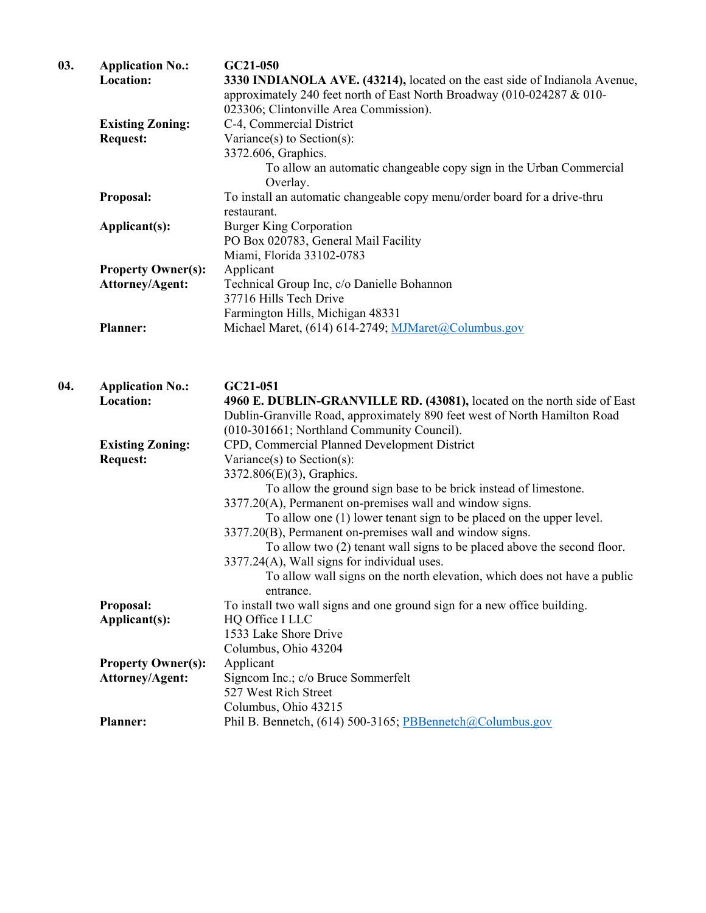**03.** **Application No.:** **GC21-050**

**Location:** **3330 INDIANOLA AVE. (43214),** located on the east side of Indianola Avenue, approximately 240 feet north of East North Broadway (010-024287 & 010-023306; Clintonville Area Commission).

**Existing Zoning:** C-4, Commercial District

**Request:** Variance(s) to Section(s):

3372.606, Graphics.

To allow an automatic changeable copy sign in the Urban Commercial Overlay.

**Proposal:** To install an automatic changeable copy menu/order board for a drive-thru restaurant.

**Applicant(s):** Burger King Corporation
PO Box 020783, General Mail Facility
Miami, Florida 33102-0783

**Property Owner(s):** Applicant

**Attorney/Agent:** Technical Group Inc, c/o Danielle Bohannon
37716 Hills Tech Drive
Farmington Hills, Michigan 48331

**Planner:** Michael Maret, (614) 614-2749; MJMaret@Columbus.gov

**04.** **Application No.:** **GC21-051**

**Location:** **4960 E. DUBLIN-GRANVILLE RD. (43081),** located on the north side of East Dublin-Granville Road, approximately 890 feet west of North Hamilton Road (010-301661; Northland Community Council).

**Existing Zoning:** CPD, Commercial Planned Development District

**Request:** Variance(s) to Section(s):

3372.806(E)(3), Graphics.

To allow the ground sign base to be brick instead of limestone.

3377.20(A), Permanent on-premises wall and window signs.

To allow one (1) lower tenant sign to be placed on the upper level.

3377.20(B), Permanent on-premises wall and window signs.

To allow two (2) tenant wall signs to be placed above the second floor.

3377.24(A), Wall signs for individual uses.

To allow wall signs on the north elevation, which does not have a public entrance.

**Proposal:** To install two wall signs and one ground sign for a new office building.

**Applicant(s):** HQ Office I LLC
1533 Lake Shore Drive
Columbus, Ohio 43204

**Property Owner(s):** Applicant

**Attorney/Agent:** Signcom Inc.; c/o Bruce Sommerfelt
527 West Rich Street
Columbus, Ohio 43215

**Planner:** Phil B. Bennetch, (614) 500-3165; PBBennetch@Columbus.gov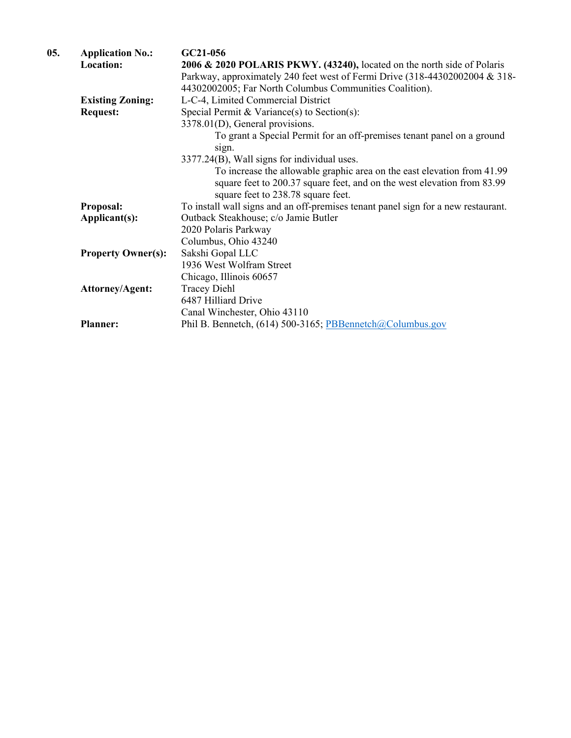**05.** **Application No.:** **GC21-056**

**Location:** **2006 & 2020 POLARIS PKWY. (43240),** located on the north side of Polaris Parkway, approximately 240 feet west of Fermi Drive (318-44302002004 & 318-44302002005; Far North Columbus Communities Coalition).

**Existing Zoning:** L-C-4, Limited Commercial District

**Request:** Special Permit & Variance(s) to Section(s):

3378.01(D), General provisions.

> To grant a Special Permit for an off-premises tenant panel on a ground sign.

3377.24(B), Wall signs for individual uses.

> To increase the allowable graphic area on the east elevation from 41.99 square feet to 200.37 square feet, and on the west elevation from 83.99 square feet to 238.78 square feet.

**Proposal:** To install wall signs and an off-premises tenant panel sign for a new restaurant.

**Applicant(s):** Outback Steakhouse; c/o Jamie Butler
2020 Polaris Parkway
Columbus, Ohio 43240

**Property Owner(s):** Sakshi Gopal LLC
1936 West Wolfram Street
Chicago, Illinois 60657

**Attorney/Agent:** Tracey Diehl
6487 Hilliard Drive
Canal Winchester, Ohio 43110

**Planner:** Phil B. Bennetch, (614) 500-3165; PBBennetch@Columbus.gov